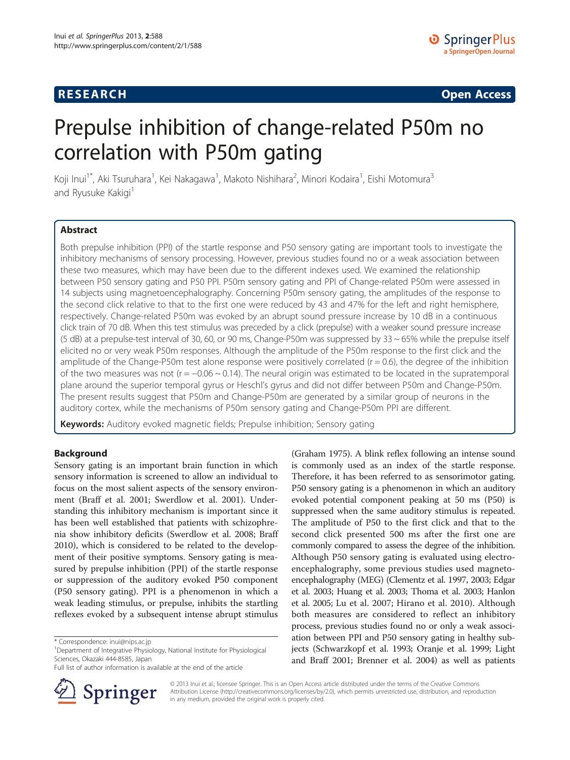**RESEARCH** **Open Access**

# Prepulse inhibition of change-related P50m no correlation with P50m gating

Koji Inui[1*], Aki Tsuruhara[1], Kei Nakagawa[1], Makoto Nishihara[2], Minori Kodaira[1], Eishi Motomura[3] and Ryusuke Kakigi[1]

## Abstract

Both prepulse inhibition (PPI) of the startle response and P50 sensory gating are important tools to investigate the inhibitory mechanisms of sensory processing. However, previous studies found no or a weak association between these two measures, which may have been due to the different indexes used. We examined the relationship between P50 sensory gating and P50 PPI. P50m sensory gating and PPI of Change-related P50m were assessed in 14 subjects using magnetoencephalography. Concerning P50m sensory gating, the amplitudes of the response to the second click relative to that to the first one were reduced by 43 and 47% for the left and right hemisphere, respectively. Change-related P50m was evoked by an abrupt sound pressure increase by 10 dB in a continuous click train of 70 dB. When this test stimulus was preceded by a click (prepulse) with a weaker sound pressure increase (5 dB) at a prepulse-test interval of 30, 60, or 90 ms, Change-P50m was suppressed by 33 ~ 65% while the prepulse itself elicited no or very weak P50m responses. Although the amplitude of the P50m response to the first click and the amplitude of the Change-P50m test alone response were positively correlated ($r = 0.6$), the degree of the inhibition of the two measures was not ($r = -0.06 \sim 0.14$). The neural origin was estimated to be located in the supratemporal plane around the superior temporal gyrus or Heschl's gyrus and did not differ between P50m and Change-P50m. The present results suggest that P50m and Change-P50m are generated by a similar group of neurons in the auditory cortex, while the mechanisms of P50m sensory gating and Change-P50m PPI are different.

**Keywords:** Auditory evoked magnetic fields; Prepulse inhibition; Sensory gating

## Background

Sensory gating is an important brain function in which sensory information is screened to allow an individual to focus on the most salient aspects of the sensory environment (Braff et al. 2001; Swerdlow et al. 2001). Understanding this inhibitory mechanism is important since it has been well established that patients with schizophrenia show inhibitory deficits (Swerdlow et al. 2008; Braff 2010), which is considered to be related to the development of their positive symptoms. Sensory gating is measured by prepulse inhibition (PPI) of the startle response or suppression of the auditory evoked P50 component (P50 sensory gating). PPI is a phenomenon in which a weak leading stimulus, or prepulse, inhibits the startling reflexes evoked by a subsequent intense abrupt stimulus (Graham 1975). A blink reflex following an intense sound is commonly used as an index of the startle response. Therefore, it has been referred to as sensorimotor gating. P50 sensory gating is a phenomenon in which an auditory evoked potential component peaking at 50 ms (P50) is suppressed when the same auditory stimulus is repeated. The amplitude of P50 to the first click and that to the second click presented 500 ms after the first one are commonly compared to assess the degree of the inhibition. Although P50 sensory gating is evaluated using electroencephalography, some previous studies used magnetoencephalography (MEG) (Clementz et al. 1997, 2003; Edgar et al. 2003; Huang et al. 2003; Thoma et al. 2003; Hanlon et al. 2005; Lu et al. 2007; Hirano et al. 2010). Although both measures are considered to reflect an inhibitory process, previous studies found no or only a weak association between PPI and P50 sensory gating in healthy subjects (Schwarzkopf et al. 1993; Oranje et al. 1999; Light and Braff 2001; Brenner et al. 2004) as well as patients

\* Correspondence: inui@nips.ac.jp
[1]Department of Integrative Physiology, National Institute for Physiological Sciences, Okazaki 444-8585, Japan
Full list of author information is available at the end of the article

© 2013 Inui et al.; licensee Springer. This is an Open Access article distributed under the terms of the Creative Commons Attribution License (http://creativecommons.org/licenses/by/2.0), which permits unrestricted use, distribution, and reproduction in any medium, provided the original work is properly cited.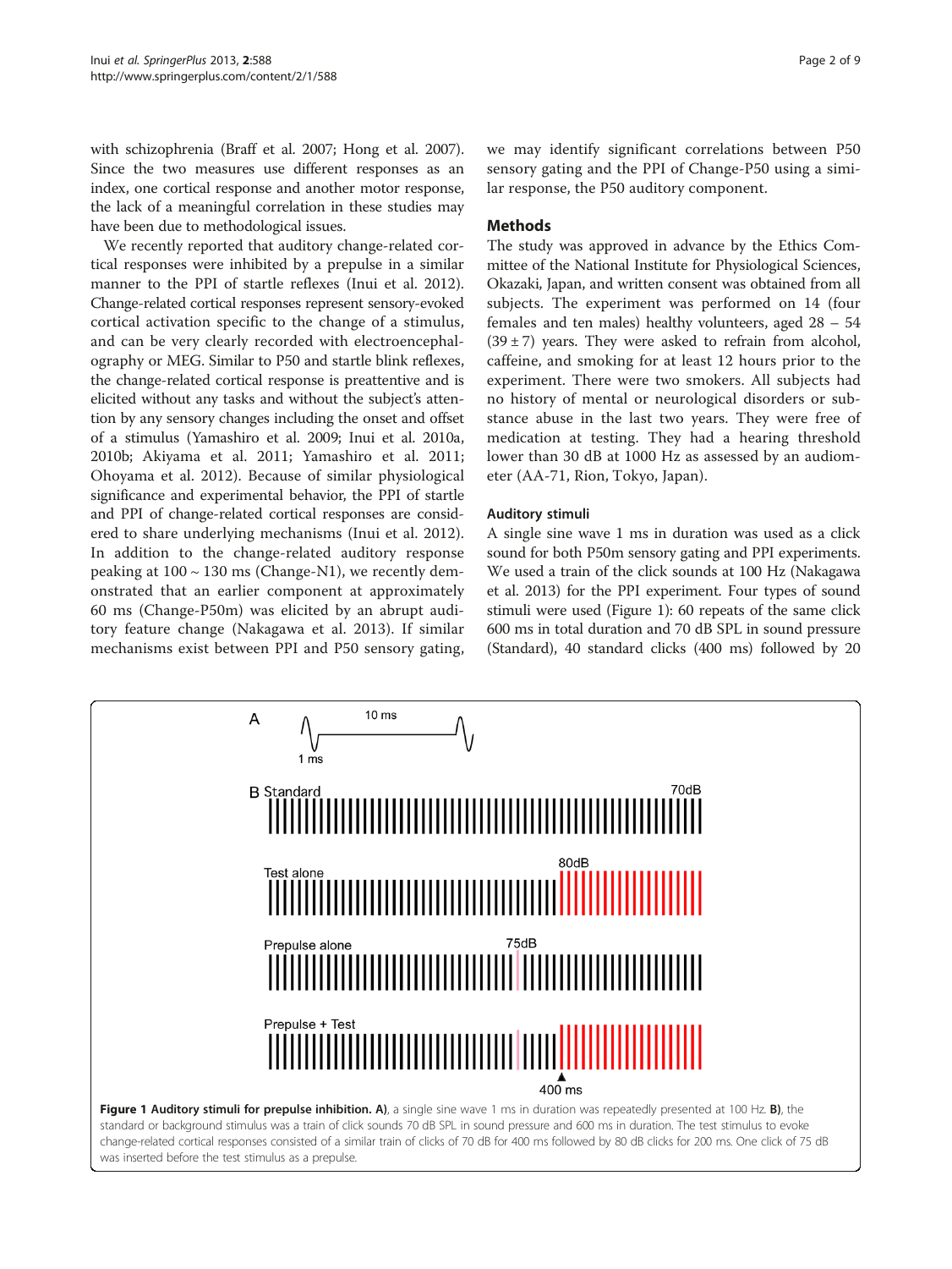with schizophrenia (Braff et al. 2007; Hong et al. 2007). Since the two measures use different responses as an index, one cortical response and another motor response, the lack of a meaningful correlation in these studies may have been due to methodological issues.

We recently reported that auditory change-related cortical responses were inhibited by a prepulse in a similar manner to the PPI of startle reflexes (Inui et al. 2012). Change-related cortical responses represent sensory-evoked cortical activation specific to the change of a stimulus, and can be very clearly recorded with electroencephalography or MEG. Similar to P50 and startle blink reflexes, the change-related cortical response is preattentive and is elicited without any tasks and without the subject's attention by any sensory changes including the onset and offset of a stimulus (Yamashiro et al. 2009; Inui et al. 2010a, 2010b; Akiyama et al. 2011; Yamashiro et al. 2011; Ohoyama et al. 2012). Because of similar physiological significance and experimental behavior, the PPI of startle and PPI of change-related cortical responses are considered to share underlying mechanisms (Inui et al. 2012). In addition to the change-related auditory response peaking at 100 ~ 130 ms (Change-N1), we recently demonstrated that an earlier component at approximately 60 ms (Change-P50m) was elicited by an abrupt auditory feature change (Nakagawa et al. 2013). If similar mechanisms exist between PPI and P50 sensory gating, we may identify significant correlations between P50 sensory gating and the PPI of Change-P50 using a similar response, the P50 auditory component.

## Methods

The study was approved in advance by the Ethics Committee of the National Institute for Physiological Sciences, Okazaki, Japan, and written consent was obtained from all subjects. The experiment was performed on 14 (four females and ten males) healthy volunteers, aged 28 – 54 (39 ± 7) years. They were asked to refrain from alcohol, caffeine, and smoking for at least 12 hours prior to the experiment. There were two smokers. All subjects had no history of mental or neurological disorders or substance abuse in the last two years. They were free of medication at testing. They had a hearing threshold lower than 30 dB at 1000 Hz as assessed by an audiometer (AA-71, Rion, Tokyo, Japan).

### Auditory stimuli

A single sine wave 1 ms in duration was used as a click sound for both P50m sensory gating and PPI experiments. We used a train of the click sounds at 100 Hz (Nakagawa et al. 2013) for the PPI experiment. Four types of sound stimuli were used (Figure 1): 60 repeats of the same click 600 ms in total duration and 70 dB SPL in sound pressure (Standard), 40 standard clicks (400 ms) followed by 20

**Figure 1 Auditory stimuli for prepulse inhibition. A)**, a single sine wave 1 ms in duration was repeatedly presented at 100 Hz. **B)**, the standard or background stimulus was a train of click sounds 70 dB SPL in sound pressure and 600 ms in duration. The test stimulus to evoke change-related cortical responses consisted of a similar train of clicks of 70 dB for 400 ms followed by 80 dB clicks for 200 ms. One click of 75 dB was inserted before the test stimulus as a prepulse.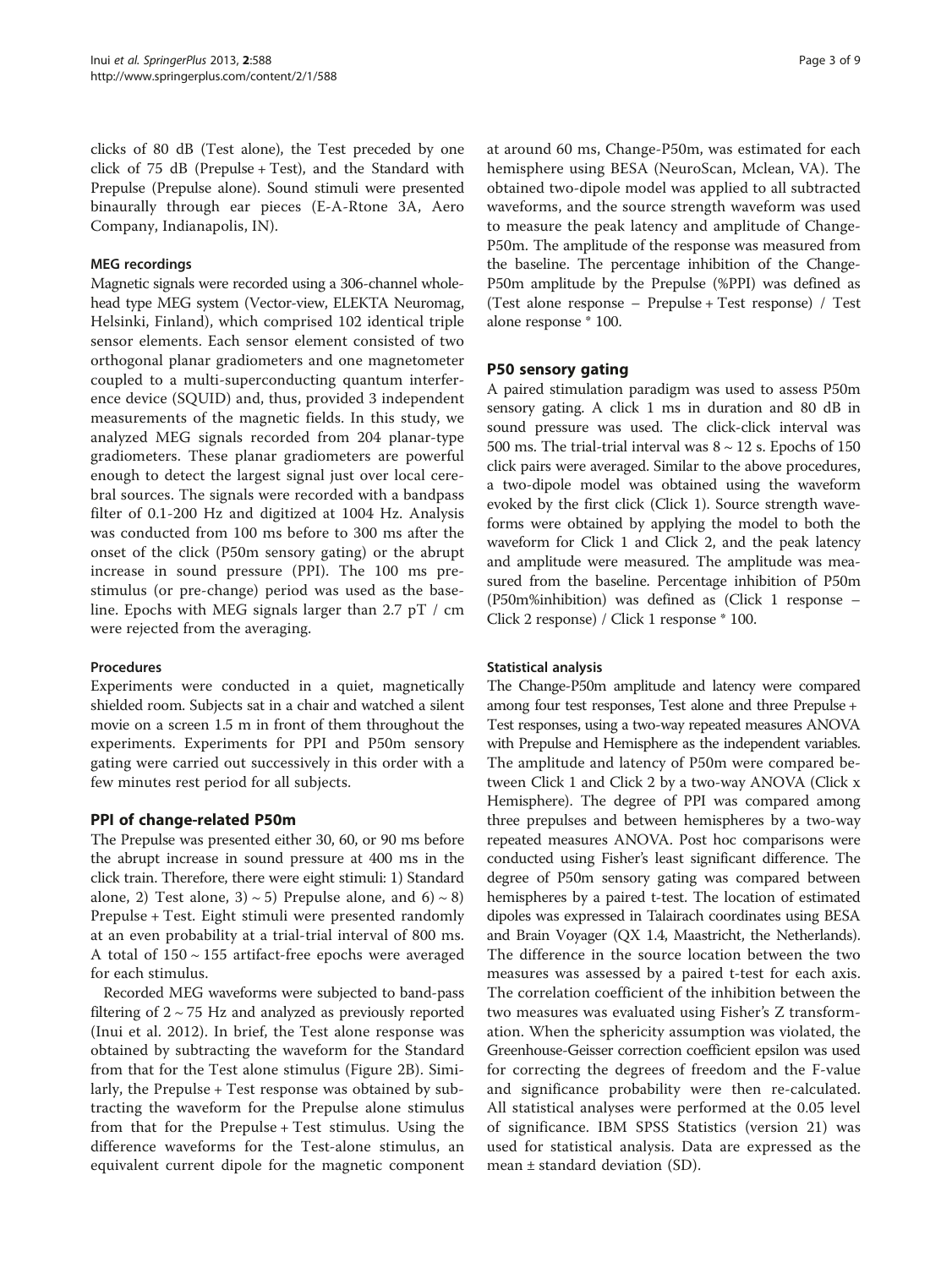clicks of 80 dB (Test alone), the Test preceded by one click of 75 dB (Prepulse + Test), and the Standard with Prepulse (Prepulse alone). Sound stimuli were presented binaurally through ear pieces (E-A-Rtone 3A, Aero Company, Indianapolis, IN).

#### MEG recordings

Magnetic signals were recorded using a 306-channel whole-head type MEG system (Vector-view, ELEKTA Neuromag, Helsinki, Finland), which comprised 102 identical triple sensor elements. Each sensor element consisted of two orthogonal planar gradiometers and one magnetometer coupled to a multi-superconducting quantum interference device (SQUID) and, thus, provided 3 independent measurements of the magnetic fields. In this study, we analyzed MEG signals recorded from 204 planar-type gradiometers. These planar gradiometers are powerful enough to detect the largest signal just over local cerebral sources. The signals were recorded with a bandpass filter of 0.1-200 Hz and digitized at 1004 Hz. Analysis was conducted from 100 ms before to 300 ms after the onset of the click (P50m sensory gating) or the abrupt increase in sound pressure (PPI). The 100 ms prestimulus (or pre-change) period was used as the baseline. Epochs with MEG signals larger than 2.7 pT / cm were rejected from the averaging.

#### Procedures

Experiments were conducted in a quiet, magnetically shielded room. Subjects sat in a chair and watched a silent movie on a screen 1.5 m in front of them throughout the experiments. Experiments for PPI and P50m sensory gating were carried out successively in this order with a few minutes rest period for all subjects.

### PPI of change-related P50m

The Prepulse was presented either 30, 60, or 90 ms before the abrupt increase in sound pressure at 400 ms in the click train. Therefore, there were eight stimuli: 1) Standard alone, 2) Test alone, 3) ~ 5) Prepulse alone, and 6) ~ 8) Prepulse + Test. Eight stimuli were presented randomly at an even probability at a trial-trial interval of 800 ms. A total of 150 ~ 155 artifact-free epochs were averaged for each stimulus.

Recorded MEG waveforms were subjected to band-pass filtering of 2 ~ 75 Hz and analyzed as previously reported (Inui et al. 2012). In brief, the Test alone response was obtained by subtracting the waveform for the Standard from that for the Test alone stimulus (Figure 2B). Similarly, the Prepulse + Test response was obtained by subtracting the waveform for the Prepulse alone stimulus from that for the Prepulse + Test stimulus. Using the difference waveforms for the Test-alone stimulus, an equivalent current dipole for the magnetic component at around 60 ms, Change-P50m, was estimated for each hemisphere using BESA (NeuroScan, Mclean, VA). The obtained two-dipole model was applied to all subtracted waveforms, and the source strength waveform was used to measure the peak latency and amplitude of Change-P50m. The amplitude of the response was measured from the baseline. The percentage inhibition of the Change-P50m amplitude by the Prepulse (%PPI) was defined as (Test alone response – Prepulse + Test response) / Test alone response * 100.

### P50 sensory gating

A paired stimulation paradigm was used to assess P50m sensory gating. A click 1 ms in duration and 80 dB in sound pressure was used. The click-click interval was 500 ms. The trial-trial interval was 8 ~ 12 s. Epochs of 150 click pairs were averaged. Similar to the above procedures, a two-dipole model was obtained using the waveform evoked by the first click (Click 1). Source strength waveforms were obtained by applying the model to both the waveform for Click 1 and Click 2, and the peak latency and amplitude were measured. The amplitude was measured from the baseline. Percentage inhibition of P50m (P50m%inhibition) was defined as (Click 1 response – Click 2 response) / Click 1 response * 100.

#### Statistical analysis

The Change-P50m amplitude and latency were compared among four test responses, Test alone and three Prepulse + Test responses, using a two-way repeated measures ANOVA with Prepulse and Hemisphere as the independent variables. The amplitude and latency of P50m were compared between Click 1 and Click 2 by a two-way ANOVA (Click x Hemisphere). The degree of PPI was compared among three prepulses and between hemispheres by a two-way repeated measures ANOVA. Post hoc comparisons were conducted using Fisher's least significant difference. The degree of P50m sensory gating was compared between hemispheres by a paired t-test. The location of estimated dipoles was expressed in Talairach coordinates using BESA and Brain Voyager (QX 1.4, Maastricht, the Netherlands). The difference in the source location between the two measures was assessed by a paired t-test for each axis. The correlation coefficient of the inhibition between the two measures was evaluated using Fisher's Z transformation. When the sphericity assumption was violated, the Greenhouse-Geisser correction coefficient epsilon was used for correcting the degrees of freedom and the F-value and significance probability were then re-calculated. All statistical analyses were performed at the 0.05 level of significance. IBM SPSS Statistics (version 21) was used for statistical analysis. Data are expressed as the mean ± standard deviation (SD).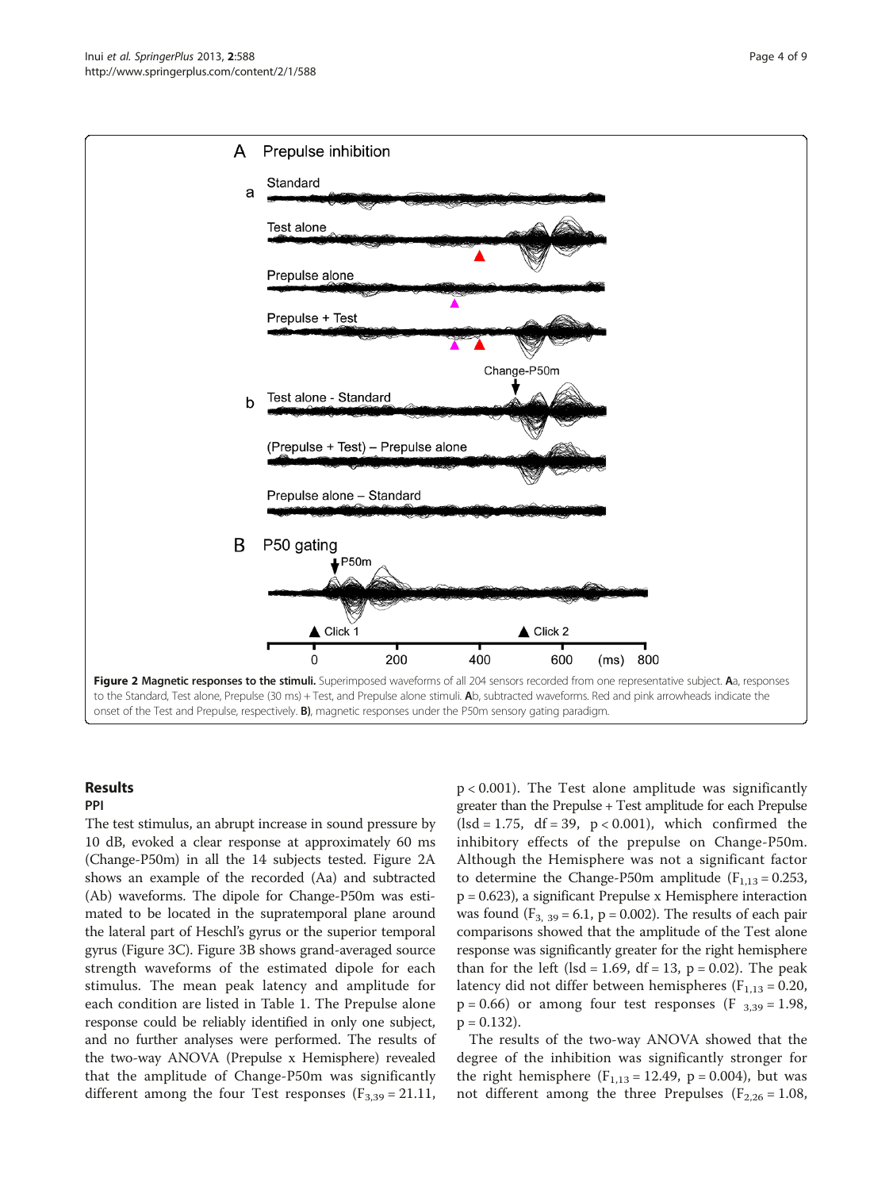Figure 2 Magnetic responses to the stimuli. Superimposed waveforms of all 204 sensors recorded from one representative subject. **A**a, responses to the Standard, Test alone, Prepulse (30 ms) + Test, and Prepulse alone stimuli. **A**b, subtracted waveforms. Red and pink arrowheads indicate the onset of the Test and Prepulse, respectively. **B)**, magnetic responses under the P50m sensory gating paradigm.

## Results

### PPI

The test stimulus, an abrupt increase in sound pressure by 10 dB, evoked a clear response at approximately 60 ms (Change-P50m) in all the 14 subjects tested. Figure 2A shows an example of the recorded (Aa) and subtracted (Ab) waveforms. The dipole for Change-P50m was estimated to be located in the supratemporal plane around the lateral part of Heschl's gyrus or the superior temporal gyrus (Figure 3C). Figure 3B shows grand-averaged source strength waveforms of the estimated dipole for each stimulus. The mean peak latency and amplitude for each condition are listed in Table 1. The Prepulse alone response could be reliably identified in only one subject, and no further analyses were performed. The results of the two-way ANOVA (Prepulse x Hemisphere) revealed that the amplitude of Change-P50m was significantly different among the four Test responses ($F_{3,39} = 21.11$, $p < 0.001$). The Test alone amplitude was significantly greater than the Prepulse + Test amplitude for each Prepulse (lsd = 1.75, df = 39, $p < 0.001$), which confirmed the inhibitory effects of the prepulse on Change-P50m. Although the Hemisphere was not a significant factor to determine the Change-P50m amplitude ($F_{1,13} = 0.253$, $p = 0.623$), a significant Prepulse x Hemisphere interaction was found ($F_{3,39} = 6.1$, $p = 0.002$). The results of each pair comparisons showed that the amplitude of the Test alone response was significantly greater for the right hemisphere than for the left (lsd = 1.69, df = 13, $p = 0.02$). The peak latency did not differ between hemispheres ($F_{1,13} = 0.20$, $p = 0.66$) or among four test responses ($F_{3,39} = 1.98$, $p = 0.132$).

The results of the two-way ANOVA showed that the degree of the inhibition was significantly stronger for the right hemisphere ($F_{1,13} = 12.49$, $p = 0.004$), but was not different among the three Prepulses ($F_{2,26} = 1.08$,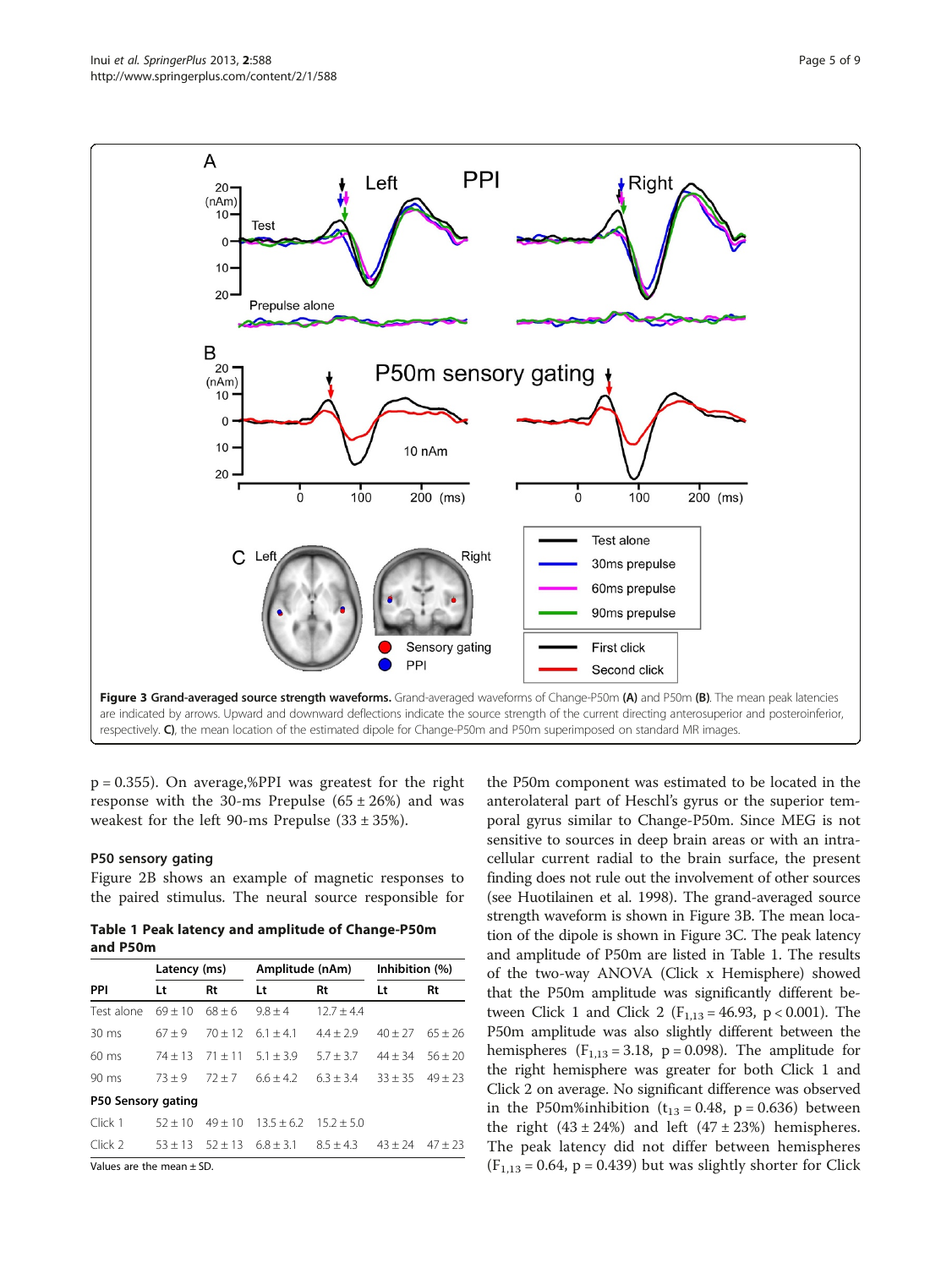**Figure 3 Grand-averaged source strength waveforms.** Grand-averaged waveforms of Change-P50m **(A)** and P50m **(B)**. The mean peak latencies are indicated by arrows. Upward and downward deflections indicate the source strength of the current directing anterosuperior and posteroinferior, respectively. **C)**, the mean location of the estimated dipole for Change-P50m and P50m superimposed on standard MR images.

p = 0.355). On average,%PPI was greatest for the right response with the 30-ms Prepulse (65 ± 26%) and was weakest for the left 90-ms Prepulse (33 ± 35%).

### P50 sensory gating

Figure 2B shows an example of magnetic responses to the paired stimulus. The neural source responsible for the P50m component was estimated to be located in the anterolateral part of Heschl's gyrus or the superior temporal gyrus similar to Change-P50m. Since MEG is not sensitive to sources in deep brain areas or with an intracellular current radial to the brain surface, the present finding does not rule out the involvement of other sources (see Huotilainen et al. 1998). The grand-averaged source strength waveform is shown in Figure 3B. The mean location of the dipole is shown in Figure 3C. The peak latency and amplitude of P50m are listed in Table 1. The results of the two-way ANOVA (Click x Hemisphere) showed that the P50m amplitude was significantly different between Click 1 and Click 2 ($F_{1,13}$ = 46.93, p < 0.001). The P50m amplitude was also slightly different between the hemispheres ($F_{1,13}$ = 3.18, p = 0.098). The amplitude for the right hemisphere was greater for both Click 1 and Click 2 on average. No significant difference was observed in the P50m%inhibition ($t_{13}$ = 0.48, p = 0.636) between the right (43 ± 24%) and left (47 ± 23%) hemispheres. The peak latency did not differ between hemispheres ($F_{1,13}$ = 0.64, p = 0.439) but was slightly shorter for Click

**Table 1 Peak latency and amplitude of Change-P50m and P50m**

| | Latency (ms) | | Amplitude (nAm) | | Inhibition (%) | |
|---|---|---|---|---|---|---|
| **PPI** | **Lt** | **Rt** | **Lt** | **Rt** | **Lt** | **Rt** |
| Test alone | 69 ± 10 | 68 ± 6 | 9.8 ± 4 | 12.7 ± 4.4 | | |
| 30 ms | 67 ± 9 | 70 ± 12 | 6.1 ± 4.1 | 4.4 ± 2.9 | 40 ± 27 | 65 ± 26 |
| 60 ms | 74 ± 13 | 71 ± 11 | 5.1 ± 3.9 | 5.7 ± 3.7 | 44 ± 34 | 56 ± 20 |
| 90 ms | 73 ± 9 | 72 ± 7 | 6.6 ± 4.2 | 6.3 ± 3.4 | 33 ± 35 | 49 ± 23 |
| **P50 Sensory gating** | | | | | | |
| Click 1 | 52 ± 10 | 49 ± 10 | 13.5 ± 6.2 | 15.2 ± 5.0 | | |
| Click 2 | 53 ± 13 | 52 ± 13 | 6.8 ± 3.1 | 8.5 ± 4.3 | 43 ± 24 | 47 ± 23 |

Values are the mean ± SD.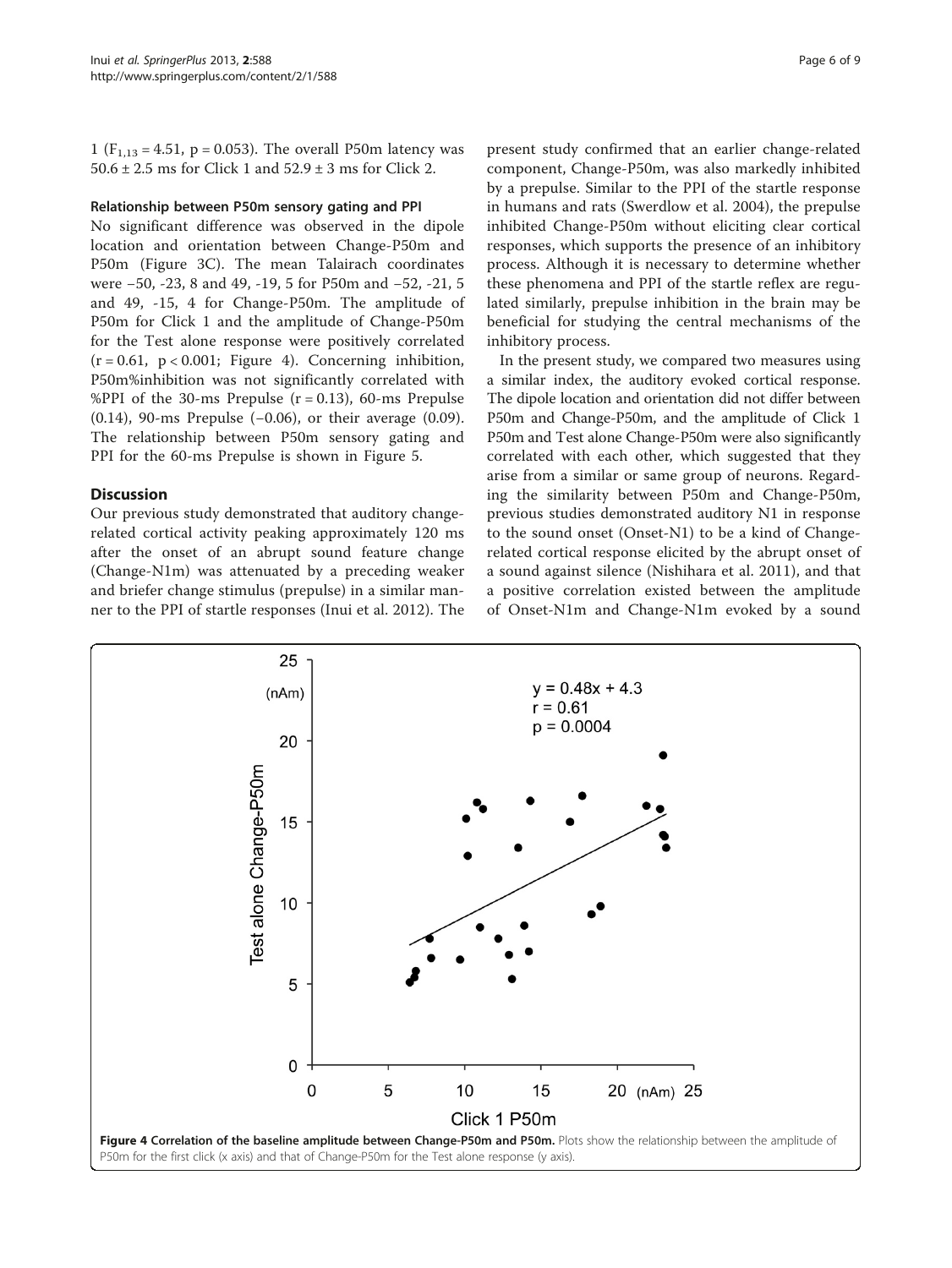1 ($F_{1,13}$ = 4.51, p = 0.053). The overall P50m latency was 50.6 ± 2.5 ms for Click 1 and 52.9 ± 3 ms for Click 2.

### Relationship between P50m sensory gating and PPI

No significant difference was observed in the dipole location and orientation between Change-P50m and P50m (Figure 3C). The mean Talairach coordinates were −50, -23, 8 and 49, -19, 5 for P50m and −52, -21, 5 and 49, -15, 4 for Change-P50m. The amplitude of P50m for Click 1 and the amplitude of Change-P50m for the Test alone response were positively correlated ($r = 0.61$, $p < 0.001$; Figure 4). Concerning inhibition, P50m%inhibition was not significantly correlated with %PPI of the 30-ms Prepulse ($r = 0.13$), 60-ms Prepulse (0.14), 90-ms Prepulse (−0.06), or their average (0.09). The relationship between P50m sensory gating and PPI for the 60-ms Prepulse is shown in Figure 5.

## Discussion

Our previous study demonstrated that auditory change-related cortical activity peaking approximately 120 ms after the onset of an abrupt sound feature change (Change-N1m) was attenuated by a preceding weaker and briefer change stimulus (prepulse) in a similar manner to the PPI of startle responses (Inui et al. 2012). The present study confirmed that an earlier change-related component, Change-P50m, was also markedly inhibited by a prepulse. Similar to the PPI of the startle response in humans and rats (Swerdlow et al. 2004), the prepulse inhibited Change-P50m without eliciting clear cortical responses, which supports the presence of an inhibitory process. Although it is necessary to determine whether these phenomena and PPI of the startle reflex are regulated similarly, prepulse inhibition in the brain may be beneficial for studying the central mechanisms of the inhibitory process.

In the present study, we compared two measures using a similar index, the auditory evoked cortical response. The dipole location and orientation did not differ between P50m and Change-P50m, and the amplitude of Click 1 P50m and Test alone Change-P50m were also significantly correlated with each other, which suggested that they arise from a similar or same group of neurons. Regarding the similarity between P50m and Change-P50m, previous studies demonstrated auditory N1 in response to the sound onset (Onset-N1) to be a kind of Change-related cortical response elicited by the abrupt onset of a sound against silence (Nishihara et al. 2011), and that a positive correlation existed between the amplitude of Onset-N1m and Change-N1m evoked by a sound

**Figure 4 Correlation of the baseline amplitude between Change-P50m and P50m.** Plots show the relationship between the amplitude of P50m for the first click (x axis) and that of Change-P50m for the Test alone response (y axis).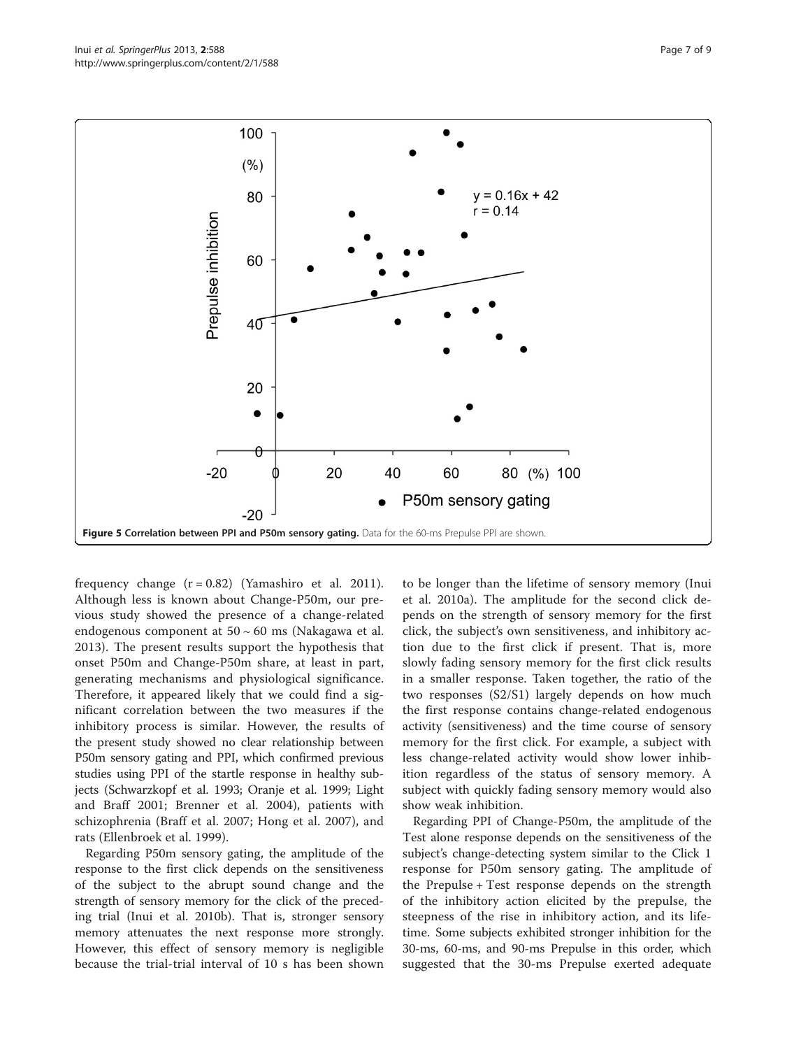**Figure 5 Correlation between PPI and P50m sensory gating.** Data for the 60-ms Prepulse PPI are shown.

frequency change ($r = 0.82$) (Yamashiro et al. 2011). Although less is known about Change-P50m, our previous study showed the presence of a change-related endogenous component at 50 ~ 60 ms (Nakagawa et al. 2013). The present results support the hypothesis that onset P50m and Change-P50m share, at least in part, generating mechanisms and physiological significance. Therefore, it appeared likely that we could find a significant correlation between the two measures if the inhibitory process is similar. However, the results of the present study showed no clear relationship between P50m sensory gating and PPI, which confirmed previous studies using PPI of the startle response in healthy subjects (Schwarzkopf et al. 1993; Oranje et al. 1999; Light and Braff 2001; Brenner et al. 2004), patients with schizophrenia (Braff et al. 2007; Hong et al. 2007), and rats (Ellenbroek et al. 1999).

Regarding P50m sensory gating, the amplitude of the response to the first click depends on the sensitiveness of the subject to the abrupt sound change and the strength of sensory memory for the click of the preceding trial (Inui et al. 2010b). That is, stronger sensory memory attenuates the next response more strongly. However, this effect of sensory memory is negligible because the trial-trial interval of 10 s has been shown to be longer than the lifetime of sensory memory (Inui et al. 2010a). The amplitude for the second click depends on the strength of sensory memory for the first click, the subject's own sensitiveness, and inhibitory action due to the first click if present. That is, more slowly fading sensory memory for the first click results in a smaller response. Taken together, the ratio of the two responses (S2/S1) largely depends on how much the first response contains change-related endogenous activity (sensitiveness) and the time course of sensory memory for the first click. For example, a subject with less change-related activity would show lower inhibition regardless of the status of sensory memory. A subject with quickly fading sensory memory would also show weak inhibition.

Regarding PPI of Change-P50m, the amplitude of the Test alone response depends on the sensitiveness of the subject's change-detecting system similar to the Click 1 response for P50m sensory gating. The amplitude of the Prepulse + Test response depends on the strength of the inhibitory action elicited by the prepulse, the steepness of the rise in inhibitory action, and its lifetime. Some subjects exhibited stronger inhibition for the 30-ms, 60-ms, and 90-ms Prepulse in this order, which suggested that the 30-ms Prepulse exerted adequate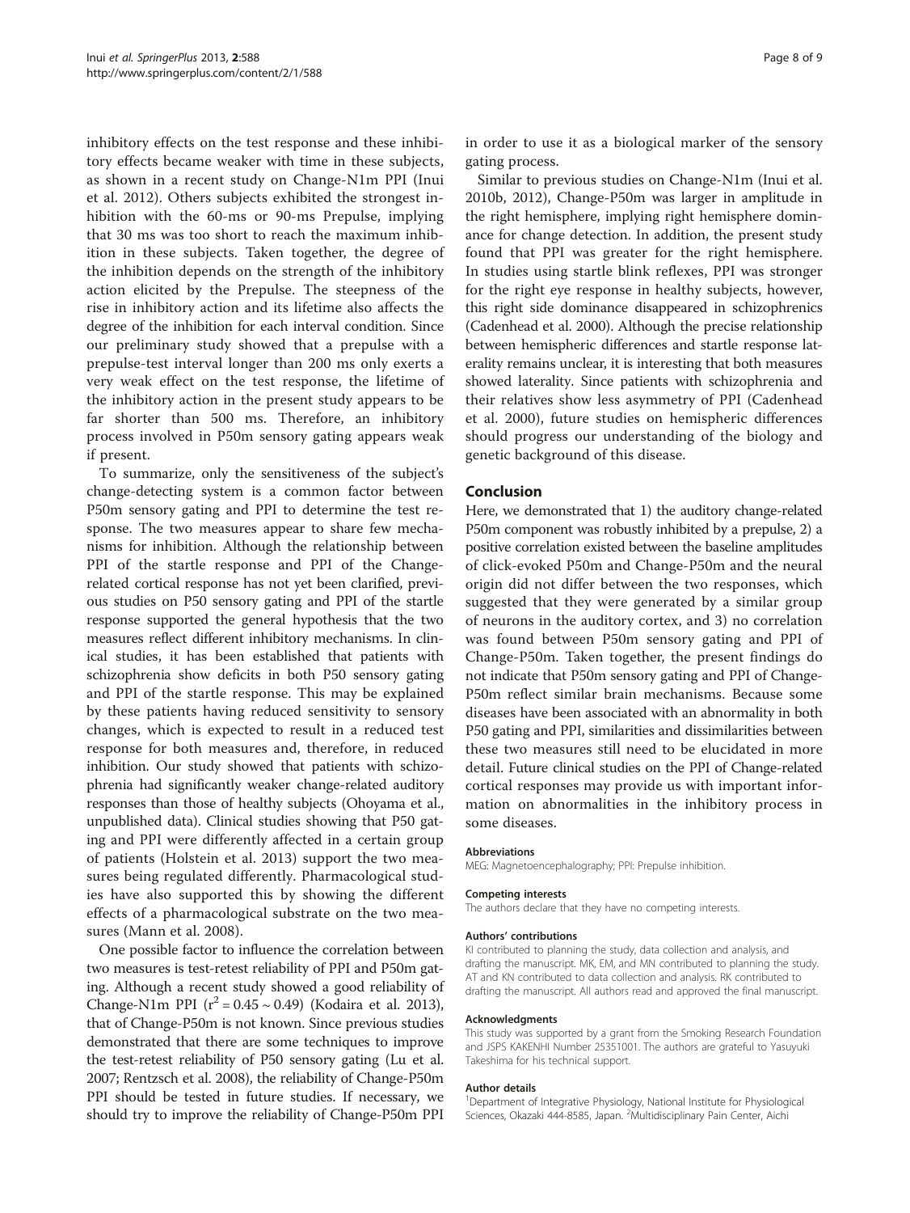inhibitory effects on the test response and these inhibitory effects became weaker with time in these subjects, as shown in a recent study on Change-N1m PPI (Inui et al. 2012). Others subjects exhibited the strongest inhibition with the 60-ms or 90-ms Prepulse, implying that 30 ms was too short to reach the maximum inhibition in these subjects. Taken together, the degree of the inhibition depends on the strength of the inhibitory action elicited by the Prepulse. The steepness of the rise in inhibitory action and its lifetime also affects the degree of the inhibition for each interval condition. Since our preliminary study showed that a prepulse with a prepulse-test interval longer than 200 ms only exerts a very weak effect on the test response, the lifetime of the inhibitory action in the present study appears to be far shorter than 500 ms. Therefore, an inhibitory process involved in P50m sensory gating appears weak if present.

To summarize, only the sensitiveness of the subject's change-detecting system is a common factor between P50m sensory gating and PPI to determine the test response. The two measures appear to share few mechanisms for inhibition. Although the relationship between PPI of the startle response and PPI of the Change-related cortical response has not yet been clarified, previous studies on P50 sensory gating and PPI of the startle response supported the general hypothesis that the two measures reflect different inhibitory mechanisms. In clinical studies, it has been established that patients with schizophrenia show deficits in both P50 sensory gating and PPI of the startle response. This may be explained by these patients having reduced sensitivity to sensory changes, which is expected to result in a reduced test response for both measures and, therefore, in reduced inhibition. Our study showed that patients with schizophrenia had significantly weaker change-related auditory responses than those of healthy subjects (Ohoyama et al., unpublished data). Clinical studies showing that P50 gating and PPI were differently affected in a certain group of patients (Holstein et al. 2013) support the two measures being regulated differently. Pharmacological studies have also supported this by showing the different effects of a pharmacological substrate on the two measures (Mann et al. 2008).

One possible factor to influence the correlation between two measures is test-retest reliability of PPI and P50m gating. Although a recent study showed a good reliability of Change-N1m PPI ($r^2 = 0.45 \sim 0.49$) (Kodaira et al. 2013), that of Change-P50m is not known. Since previous studies demonstrated that there are some techniques to improve the test-retest reliability of P50 sensory gating (Lu et al. 2007; Rentzsch et al. 2008), the reliability of Change-P50m PPI should be tested in future studies. If necessary, we should try to improve the reliability of Change-P50m PPI in order to use it as a biological marker of the sensory gating process.

Similar to previous studies on Change-N1m (Inui et al. 2010b, 2012), Change-P50m was larger in amplitude in the right hemisphere, implying right hemisphere dominance for change detection. In addition, the present study found that PPI was greater for the right hemisphere. In studies using startle blink reflexes, PPI was stronger for the right eye response in healthy subjects, however, this right side dominance disappeared in schizophrenics (Cadenhead et al. 2000). Although the precise relationship between hemispheric differences and startle response laterality remains unclear, it is interesting that both measures showed laterality. Since patients with schizophrenia and their relatives show less asymmetry of PPI (Cadenhead et al. 2000), future studies on hemispheric differences should progress our understanding of the biology and genetic background of this disease.

## Conclusion

Here, we demonstrated that 1) the auditory change-related P50m component was robustly inhibited by a prepulse, 2) a positive correlation existed between the baseline amplitudes of click-evoked P50m and Change-P50m and the neural origin did not differ between the two responses, which suggested that they were generated by a similar group of neurons in the auditory cortex, and 3) no correlation was found between P50m sensory gating and PPI of Change-P50m. Taken together, the present findings do not indicate that P50m sensory gating and PPI of Change-P50m reflect similar brain mechanisms. Because some diseases have been associated with an abnormality in both P50 gating and PPI, similarities and dissimilarities between these two measures still need to be elucidated in more detail. Future clinical studies on the PPI of Change-related cortical responses may provide us with important information on abnormalities in the inhibitory process in some diseases.

#### Abbreviations

MEG: Magnetoencephalography; PPI: Prepulse inhibition.

#### Competing interests

The authors declare that they have no competing interests.

#### Authors' contributions

KI contributed to planning the study, data collection and analysis, and drafting the manuscript. MK, EM, and MN contributed to planning the study. AT and KN contributed to data collection and analysis. RK contributed to drafting the manuscript. All authors read and approved the final manuscript.

#### Acknowledgments

This study was supported by a grant from the Smoking Research Foundation and JSPS KAKENHI Number 25351001. The authors are grateful to Yasuyuki Takeshima for his technical support.

#### Author details

[1]Department of Integrative Physiology, National Institute for Physiological Sciences, Okazaki 444-8585, Japan. [2]Multidisciplinary Pain Center, Aichi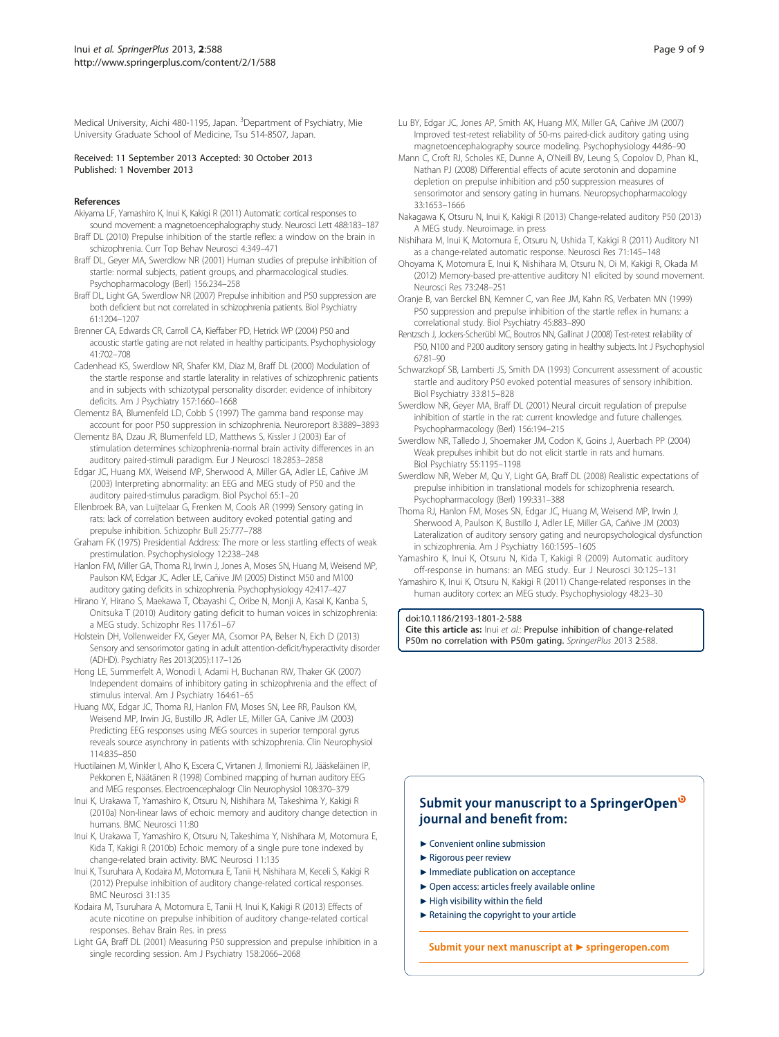Medical University, Aichi 480-1195, Japan. [3]Department of Psychiatry, Mie University Graduate School of Medicine, Tsu 514-8507, Japan.

Received: 11 September 2013 Accepted: 30 October 2013
Published: 1 November 2013

## References

Akiyama LF, Yamashiro K, Inui K, Kakigi R (2011) Automatic cortical responses to sound movement: a magnetoencephalography study. Neurosci Lett 488:183–187

Braff DL (2010) Prepulse inhibition of the startle reflex: a window on the brain in schizophrenia. Curr Top Behav Neurosci 4:349–471

Braff DL, Geyer MA, Swerdlow NR (2001) Human studies of prepulse inhibition of startle: normal subjects, patient groups, and pharmacological studies. Psychopharmacology (Berl) 156:234–258

Braff DL, Light GA, Swerdlow NR (2007) Prepulse inhibition and P50 suppression are both deficient but not correlated in schizophrenia patients. Biol Psychiatry 61:1204–1207

Brenner CA, Edwards CR, Carroll CA, Kieffaber PD, Hetrick WP (2004) P50 and acoustic startle gating are not related in healthy participants. Psychophysiology 41:702–708

Cadenhead KS, Swerdlow NR, Shafer KM, Diaz M, Braff DL (2000) Modulation of the startle response and startle laterality in relatives of schizophrenic patients and in subjects with schizotypal personality disorder: evidence of inhibitory deficits. Am J Psychiatry 157:1660–1668

Clementz BA, Blumenfeld LD, Cobb S (1997) The gamma band response may account for poor P50 suppression in schizophrenia. Neuroreport 8:3889–3893

Clementz BA, Dzau JR, Blumenfeld LD, Matthews S, Kissler J (2003) Ear of stimulation determines schizophrenia-normal brain activity differences in an auditory paired-stimuli paradigm. Eur J Neurosci 18:2853–2858

Edgar JC, Huang MX, Weisend MP, Sherwood A, Miller GA, Adler LE, Cañive JM (2003) Interpreting abnormality: an EEG and MEG study of P50 and the auditory paired-stimulus paradigm. Biol Psychol 65:1–20

Ellenbroek BA, van Luijtelaar G, Frenken M, Cools AR (1999) Sensory gating in rats: lack of correlation between auditory evoked potential gating and prepulse inhibition. Schizophr Bull 25:777–788

Graham FK (1975) Presidential Address: The more or less startling effects of weak prestimulation. Psychophysiology 12:238–248

Hanlon FM, Miller GA, Thoma RJ, Irwin J, Jones A, Moses SN, Huang M, Weisend MP, Paulson KM, Edgar JC, Adler LE, Cañive JM (2005) Distinct M50 and M100 auditory gating deficits in schizophrenia. Psychophysiology 42:417–427

Hirano Y, Hirano S, Maekawa T, Obayashi C, Oribe N, Monji A, Kasai K, Kanba S, Onitsuka T (2010) Auditory gating deficit to human voices in schizophrenia: a MEG study. Schizophr Res 117:61–67

Holstein DH, Vollenweider FX, Geyer MA, Csomor PA, Belser N, Eich D (2013) Sensory and sensorimotor gating in adult attention-deficit/hyperactivity disorder (ADHD). Psychiatry Res 2013(205):117–126

Hong LE, Summerfelt A, Wonodi I, Adami H, Buchanan RW, Thaker GK (2007) Independent domains of inhibitory gating in schizophrenia and the effect of stimulus interval. Am J Psychiatry 164:61–65

Huang MX, Edgar JC, Thoma RJ, Hanlon FM, Moses SN, Lee RR, Paulson KM, Weisend MP, Irwin JG, Bustillo JR, Adler LE, Miller GA, Canive JM (2003) Predicting EEG responses using MEG sources in superior temporal gyrus reveals source asynchrony in patients with schizophrenia. Clin Neurophysiol 114:835–850

Huotilainen M, Winkler I, Alho K, Escera C, Virtanen J, Ilmoniemi RJ, Jääskeläinen IP, Pekkonen E, Näätänen R (1998) Combined mapping of human auditory EEG and MEG responses. Electroencephalogr Clin Neurophysiol 108:370–379

Inui K, Urakawa T, Yamashiro K, Otsuru N, Nishihara M, Takeshima Y, Kakigi R (2010a) Non-linear laws of echoic memory and auditory change detection in humans. BMC Neurosci 11:80

Inui K, Urakawa T, Yamashiro K, Otsuru N, Takeshima Y, Nishihara M, Motomura E, Kida T, Kakigi R (2010b) Echoic memory of a single pure tone indexed by change-related brain activity. BMC Neurosci 11:135

Inui K, Tsuruhara A, Kodaira M, Motomura E, Tanii H, Nishihara M, Keceli S, Kakigi R (2012) Prepulse inhibition of auditory change-related cortical responses. BMC Neurosci 31:135

Kodaira M, Tsuruhara A, Motomura E, Tanii H, Inui K, Kakigi R (2013) Effects of acute nicotine on prepulse inhibition of auditory change-related cortical responses. Behav Brain Res. in press

Light GA, Braff DL (2001) Measuring P50 suppression and prepulse inhibition in a single recording session. Am J Psychiatry 158:2066–2068

Lu BY, Edgar JC, Jones AP, Smith AK, Huang MX, Miller GA, Cañive JM (2007) Improved test-retest reliability of 50-ms paired-click auditory gating using magnetoencephalography source modeling. Psychophysiology 44:86–90

Mann C, Croft RJ, Scholes KE, Dunne A, O'Neill BV, Leung S, Copolov D, Phan KL, Nathan PJ (2008) Differential effects of acute serotonin and dopamine depletion on prepulse inhibition and p50 suppression measures of sensorimotor and sensory gating in humans. Neuropsychopharmacology 33:1653–1666

Nakagawa K, Otsuru N, Inui K, Kakigi R (2013) Change-related auditory P50 (2013) A MEG study. Neuroimage. in press

Nishihara M, Inui K, Motomura E, Otsuru N, Ushida T, Kakigi R (2011) Auditory N1 as a change-related automatic response. Neurosci Res 71:145–148

Ohoyama K, Motomura E, Inui K, Nishihara M, Otsuru N, Oi M, Kakigi R, Okada M (2012) Memory-based pre-attentive auditory N1 elicited by sound movement. Neurosci Res 73:248–251

Oranje B, van Berckel BN, Kemner C, van Ree JM, Kahn RS, Verbaten MN (1999) P50 suppression and prepulse inhibition of the startle reflex in humans: a correlational study. Biol Psychiatry 45:883–890

Rentzsch J, Jockers-Scherübl MC, Boutros NN, Gallinat J (2008) Test-retest reliability of P50, N100 and P200 auditory sensory gating in healthy subjects. Int J Psychophysiol 67:81–90

Schwarzkopf SB, Lamberti JS, Smith DA (1993) Concurrent assessment of acoustic startle and auditory P50 evoked potential measures of sensory inhibition. Biol Psychiatry 33:815–828

Swerdlow NR, Geyer MA, Braff DL (2001) Neural circuit regulation of prepulse inhibition of startle in the rat: current knowledge and future challenges. Psychopharmacology (Berl) 156:194–215

Swerdlow NR, Talledo J, Shoemaker JM, Codon K, Goins J, Auerbach PP (2004) Weak prepulses inhibit but do not elicit startle in rats and humans. Biol Psychiatry 55:1195–1198

Swerdlow NR, Weber M, Qu Y, Light GA, Braff DL (2008) Realistic expectations of prepulse inhibition in translational models for schizophrenia research. Psychopharmacology (Berl) 199:331–388

Thoma RJ, Hanlon FM, Moses SN, Edgar JC, Huang M, Weisend MP, Irwin J, Sherwood A, Paulson K, Bustillo J, Adler LE, Miller GA, Cañive JM (2003) Lateralization of auditory sensory gating and neuropsychological dysfunction in schizophrenia. Am J Psychiatry 160:1595–1605

Yamashiro K, Inui K, Otsuru N, Kida T, Kakigi R (2009) Automatic auditory off-response in humans: an MEG study. Eur J Neurosci 30:125–131

Yamashiro K, Inui K, Otsuru N, Kakigi R (2011) Change-related responses in the human auditory cortex: an MEG study. Psychophysiology 48:23–30

doi:10.1186/2193-1801-2-588

**Cite this article as:** Inui *et al.*: Prepulse inhibition of change-related P50m no correlation with P50m gating. *SpringerPlus* 2013 **2**:588.

**Submit your manuscript to a SpringerOpen journal and benefit from:**

- Convenient online submission
- Rigorous peer review
- Immediate publication on acceptance
- Open access: articles freely available online
- High visibility within the field
- Retaining the copyright to your article

**Submit your next manuscript at ► springeropen.com**